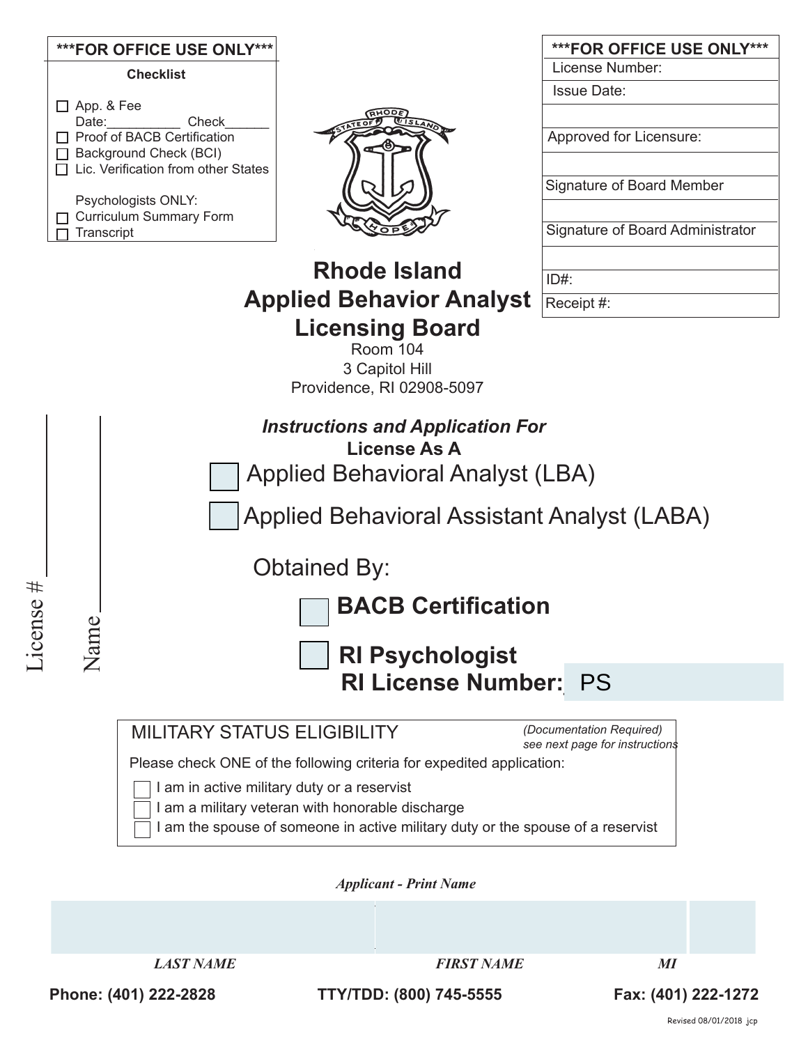**\*\*\*FOR OFFICE USE ONLY\*\*\***

**Checklist**

- ☐ App. & Fee
  Date:__________ Check______
- ☐ Proof of BACB Certification
- ☐ Background Check (BCI)
- ☐ Lic. Verification from other States

Psychologists ONLY:
- ☐ Curriculum Summary Form
- ☐ Transcript

| ***FOR OFFICE USE ONLY*** |
|---|
| License Number: |
| Issue Date: |
| |
| Approved for Licensure: |
| |
| Signature of Board Member |
| |
| Signature of Board Administrator |
| |
| ID#: |
| Receipt #: |

# Rhode Island Applied Behavior Analyst Licensing Board

Room 104
3 Capitol Hill
Providence, RI 02908-5097

License # ____________

Name ____________

***Instructions and Application For***
**License As A**

☐ Applied Behavioral Analyst (LBA)

☐ Applied Behavioral Assistant Analyst (LABA)

Obtained By:

☐ **BACB Certification**

☐ **RI Psychologist**
**RI License Number:** PS

MILITARY STATUS ELIGIBILITY *(Documentation Required) see next page for instructions*

Please check ONE of the following criteria for expedited application:

- ☐ I am in active military duty or a reservist
- ☐ I am a military veteran with honorable discharge
- ☐ I am the spouse of someone in active military duty or the spouse of a reservist

***Applicant - Print Name***

| | | |
|---|---|---|
| ***LAST NAME*** | ***FIRST NAME*** | ***MI*** |

**Phone: (401) 222-2828** **TTY/TDD: (800) 745-5555** **Fax: (401) 222-1272**

Revised 08/01/2018 jcp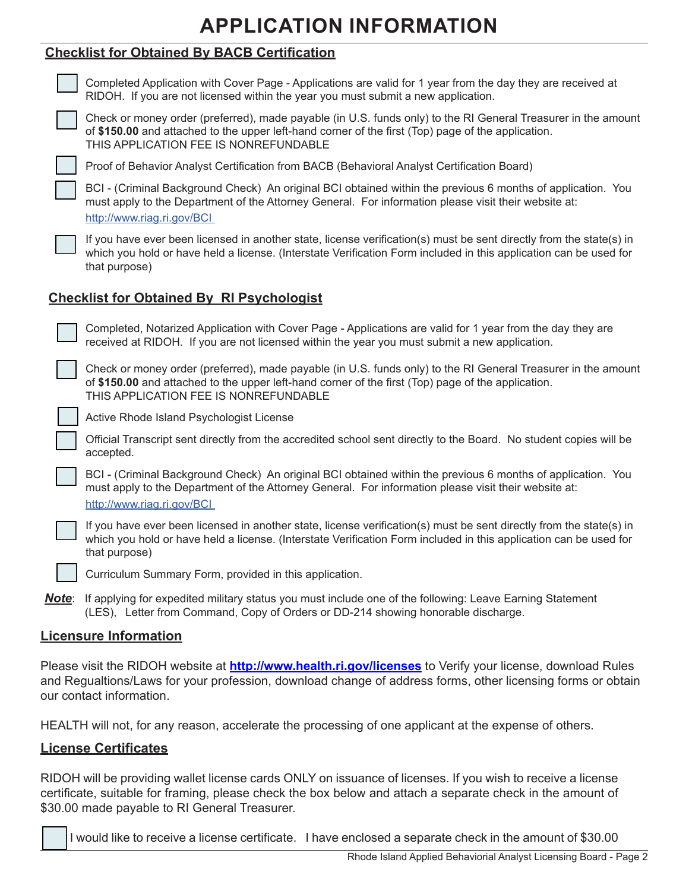# APPLICATION INFORMATION

## Checklist for Obtained By BACB Certification

- ☐ Completed Application with Cover Page - Applications are valid for 1 year from the day they are received at RIDOH. If you are not licensed within the year you must submit a new application.
- ☐ Check or money order (preferred), made payable (in U.S. funds only) to the RI General Treasurer in the amount of **$150.00** and attached to the upper left-hand corner of the first (Top) page of the application.
  THIS APPLICATION FEE IS NONREFUNDABLE
- ☐ Proof of Behavior Analyst Certification from BACB (Behavioral Analyst Certification Board)
- ☐ BCI - (Criminal Background Check) An original BCI obtained within the previous 6 months of application. You must apply to the Department of the Attorney General. For information please visit their website at: http://www.riag.ri.gov/BCI
- ☐ If you have ever been licensed in another state, license verification(s) must be sent directly from the state(s) in which you hold or have held a license. (Interstate Verification Form included in this application can be used for that purpose)

## Checklist for Obtained By RI Psychologist

- ☐ Completed, Notarized Application with Cover Page - Applications are valid for 1 year from the day they are received at RIDOH. If you are not licensed within the year you must submit a new application.
- ☐ Check or money order (preferred), made payable (in U.S. funds only) to the RI General Treasurer in the amount of **$150.00** and attached to the upper left-hand corner of the first (Top) page of the application.
  THIS APPLICATION FEE IS NONREFUNDABLE
- ☐ Active Rhode Island Psychologist License
- ☐ Official Transcript sent directly from the accredited school sent directly to the Board. No student copies will be accepted.
- ☐ BCI - (Criminal Background Check) An original BCI obtained within the previous 6 months of application. You must apply to the Department of the Attorney General. For information please visit their website at: http://www.riag.ri.gov/BCI
- ☐ If you have ever been licensed in another state, license verification(s) must be sent directly from the state(s) in which you hold or have held a license. (Interstate Verification Form included in this application can be used for that purpose)
- ☐ Curriculum Summary Form, provided in this application.

***Note***: If applying for expedited military status you must include one of the following: Leave Earning Statement (LES), Letter from Command, Copy of Orders or DD-214 showing honorable discharge.

## Licensure Information

Please visit the RIDOH website at **http://www.health.ri.gov/licenses** to Verify your license, download Rules and Regualtions/Laws for your profession, download change of address forms, other licensing forms or obtain our contact information.

HEALTH will not, for any reason, accelerate the processing of one applicant at the expense of others.

## License Certificates

RIDOH will be providing wallet license cards ONLY on issuance of licenses. If you wish to receive a license certificate, suitable for framing, please check the box below and attach a separate check in the amount of $30.00 made payable to RI General Treasurer.

☐ I would like to receive a license certificate. I have enclosed a separate check in the amount of $30.00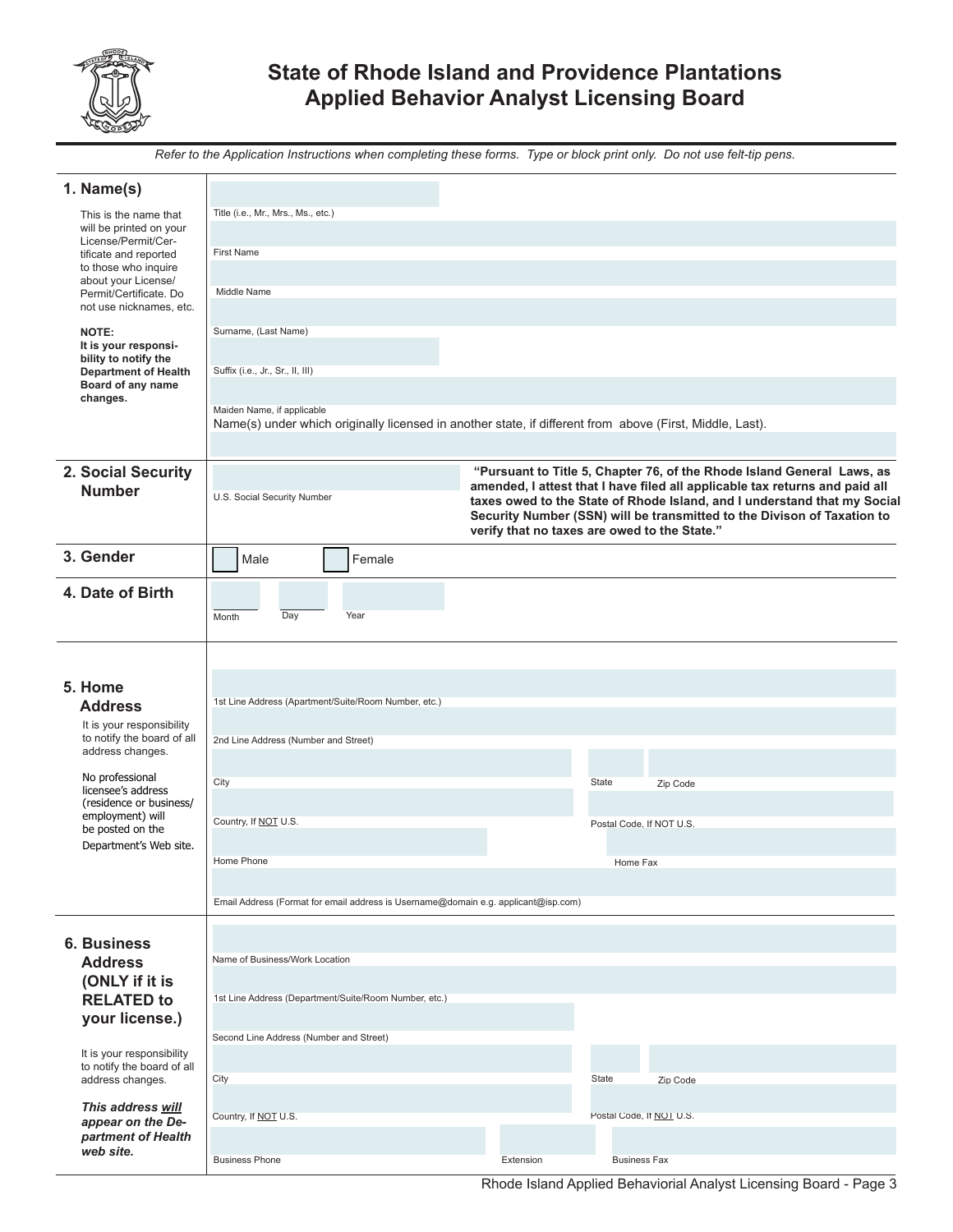# State of Rhode Island and Providence Plantations
# Applied Behavior Analyst Licensing Board

*Refer to the Application Instructions when completing these forms. Type or block print only. Do not use felt-tip pens.*

## 1. Name(s)

This is the name that will be printed on your License/Permit/Certificate and reported to those who inquire about your License/Permit/Certificate. Do not use nicknames, etc.

**NOTE: It is your responsibility to notify the Department of Health Board of any name changes.**

Title (i.e., Mr., Mrs., Ms., etc.)

First Name

Middle Name

Surname, (Last Name)

Suffix (i.e., Jr., Sr., II, III)

Maiden Name, if applicable

Name(s) under which originally licensed in another state, if different from above (First, Middle, Last).

## 2. Social Security Number

U.S. Social Security Number

**"Pursuant to Title 5, Chapter 76, of the Rhode Island General Laws, as amended, I attest that I have filed all applicable tax returns and paid all taxes owed to the State of Rhode Island, and I understand that my Social Security Number (SSN) will be transmitted to the Divison of Taxation to verify that no taxes are owed to the State."**

## 3. Gender

☐ Male ☐ Female

## 4. Date of Birth

Month Day Year

## 5. Home Address

It is your responsibility to notify the board of all address changes.

No professional licensee's address (residence or business/employment) will be posted on the Department's Web site.

1st Line Address (Apartment/Suite/Room Number, etc.)

2nd Line Address (Number and Street)

City State Zip Code

Country, If NOT U.S. Postal Code, If NOT U.S.

Home Phone Home Fax

Email Address (Format for email address is Username@domain e.g. applicant@isp.com)

## 6. Business Address (ONLY if it is RELATED to your license.)

It is your responsibility to notify the board of all address changes.

***This address will appear on the Department of Health web site.***

Name of Business/Work Location

1st Line Address (Department/Suite/Room Number, etc.)

Second Line Address (Number and Street)

City State Zip Code

Country, If NOT U.S. Postal Code, If NOT U.S.

Business Phone Extension Business Fax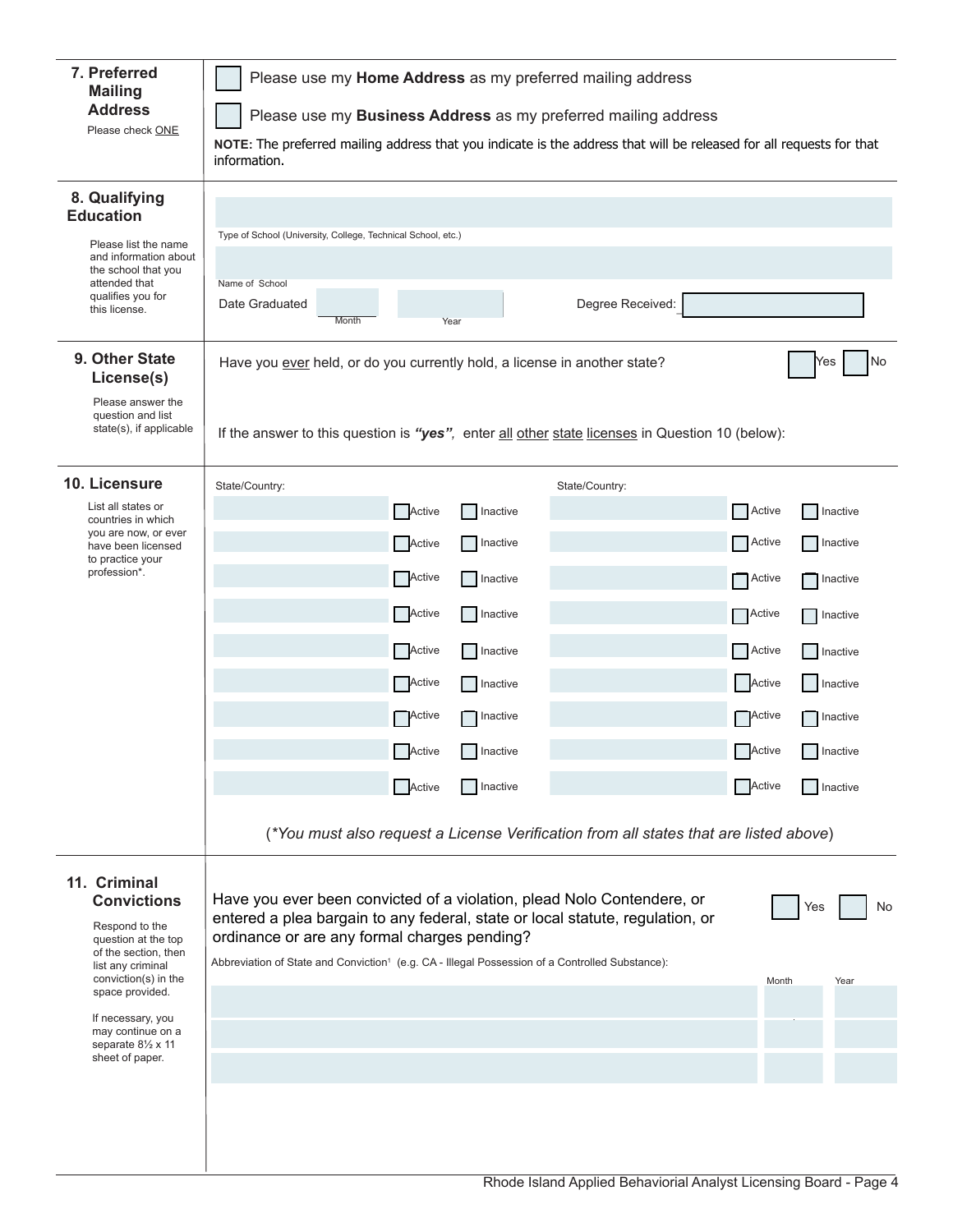## 7. Preferred Mailing Address

Please check ONE

☐ Please use my **Home Address** as my preferred mailing address

☐ Please use my **Business Address** as my preferred mailing address

**NOTE:** The preferred mailing address that you indicate is the address that will be released for all requests for that information.

## 8. Qualifying Education

Please list the name and information about the school that you attended that qualifies you for this license.

Type of School (University, College, Technical School, etc.)

Name of School

Date Graduated ______ Month ______ Year

Degree Received: ______

## 9. Other State License(s)

Please answer the question and list state(s), if applicable

Have you ever held, or do you currently hold, a license in another state? ☐ Yes ☐ No

If the answer to this question is ***"yes"***, enter all other state licenses in Question 10 (below):

## 10. Licensure

List all states or countries in which you are now, or ever have been licensed to practice your profession*.

| State/Country: | | | State/Country: | | |
|---|---|---|---|---|---|
| | ☐ Active | ☐ Inactive | | ☐ Active | ☐ Inactive |
| | ☐ Active | ☐ Inactive | | ☐ Active | ☐ Inactive |
| | ☐ Active | ☐ Inactive | | ☐ Active | ☐ Inactive |
| | ☐ Active | ☐ Inactive | | ☐ Active | ☐ Inactive |
| | ☐ Active | ☐ Inactive | | ☐ Active | ☐ Inactive |
| | ☐ Active | ☐ Inactive | | ☐ Active | ☐ Inactive |
| | ☐ Active | ☐ Inactive | | ☐ Active | ☐ Inactive |
| | ☐ Active | ☐ Inactive | | ☐ Active | ☐ Inactive |
| | ☐ Active | ☐ Inactive | | ☐ Active | ☐ Inactive |

(**You must also request a License Verification from all states that are listed above*)

## 11. Criminal Convictions

Respond to the question at the top of the section, then list any criminal conviction(s) in the space provided.

If necessary, you may continue on a separate 8½ x 11 sheet of paper.

Have you ever been convicted of a violation, plead Nolo Contendere, or entered a plea bargain to any federal, state or local statute, regulation, or ordinance or are any formal charges pending? ☐ Yes ☐ No

| Abbreviation of State and Conviction[1] (e.g. CA - Illegal Possession of a Controlled Substance): | Month | Year |
|---|---|---|
| | | |
| | | |
| | | |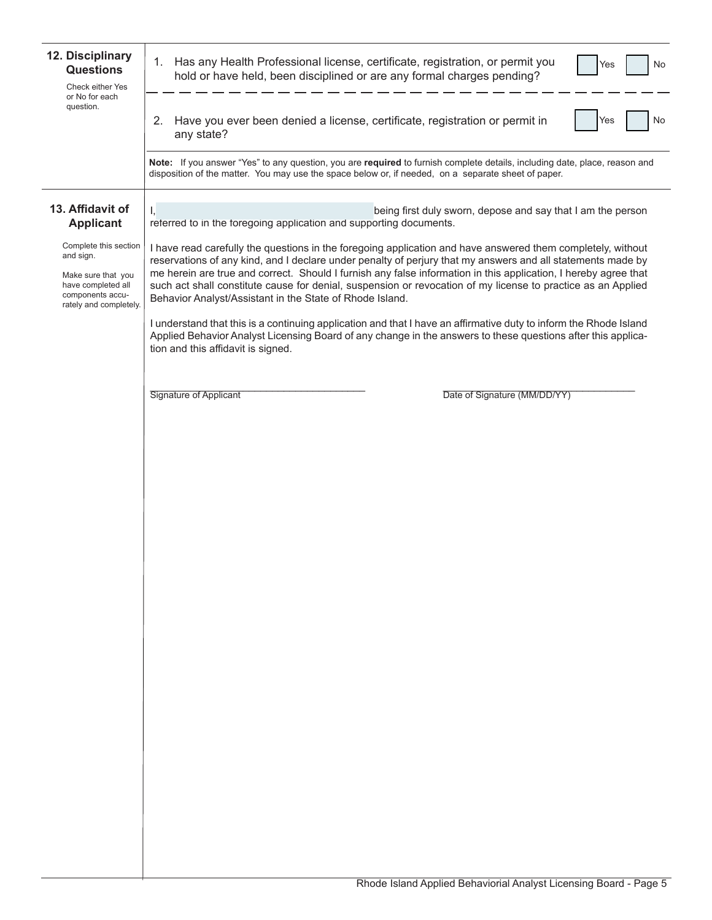## 12. Disciplinary Questions

Check either Yes or No for each question.

1. Has any Health Professional license, certificate, registration, or permit you hold or have held, been disciplined or are any formal charges pending? ☐ Yes ☐ No

2. Have you ever been denied a license, certificate, registration or permit in any state? ☐ Yes ☐ No

**Note:** If you answer "Yes" to any question, you are **required** to furnish complete details, including date, place, reason and disposition of the matter. You may use the space below or, if needed, on a separate sheet of paper.

## 13. Affidavit of Applicant

Complete this section and sign.

Make sure that you have completed all components accurately and completely.

I, ______________________________ being first duly sworn, depose and say that I am the person referred to in the foregoing application and supporting documents.

I have read carefully the questions in the foregoing application and have answered them completely, without reservations of any kind, and I declare under penalty of perjury that my answers and all statements made by me herein are true and correct. Should I furnish any false information in this application, I hereby agree that such act shall constitute cause for denial, suspension or revocation of my license to practice as an Applied Behavior Analyst/Assistant in the State of Rhode Island.

I understand that this is a continuing application and that I have an affirmative duty to inform the Rhode Island Applied Behavior Analyst Licensing Board of any change in the answers to these questions after this application and this affidavit is signed.

______________________________ Signature of Applicant

______________________________ Date of Signature (MM/DD/YY)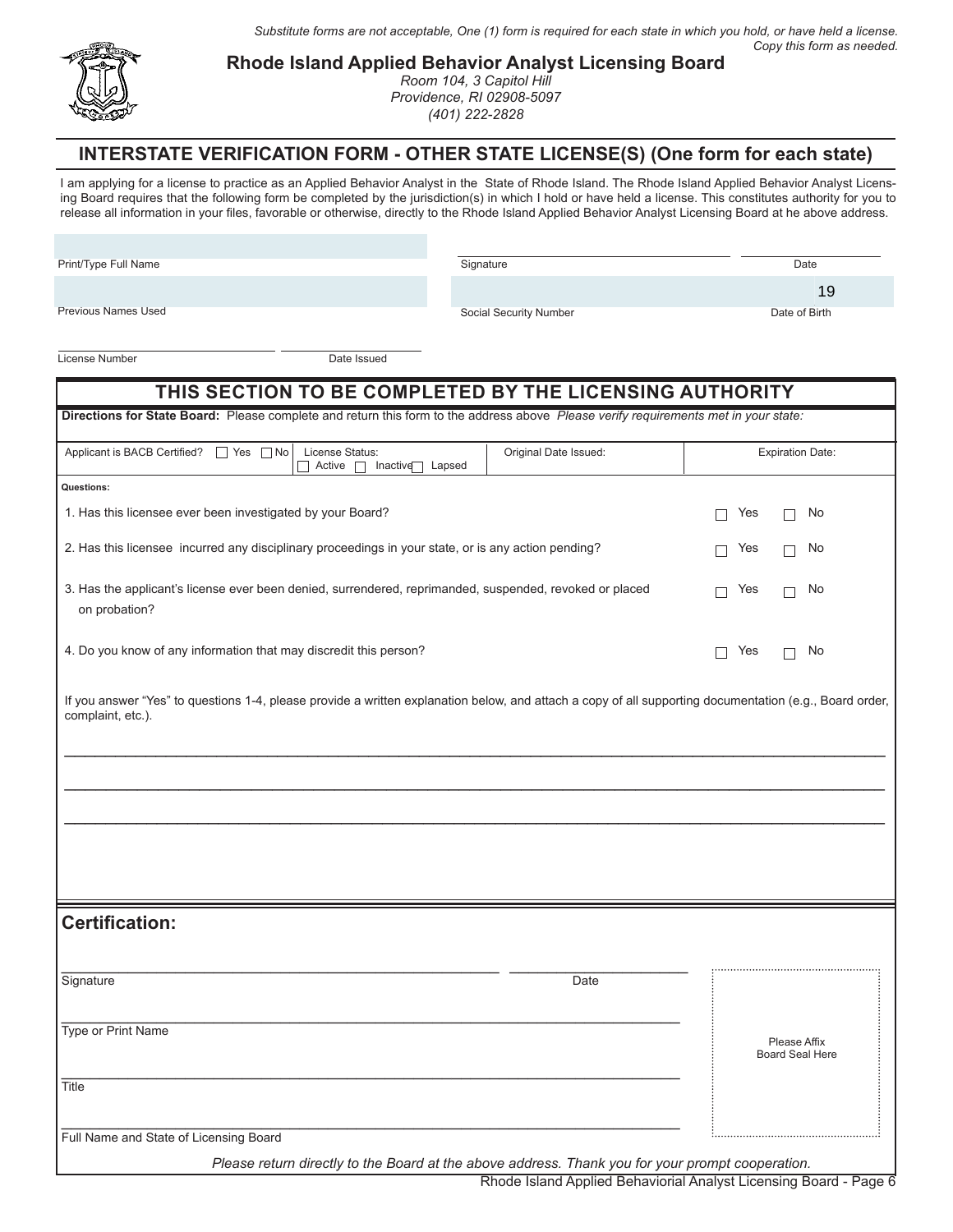*Substitute forms are not acceptable, One (1) form is required for each state in which you hold, or have held a license. Copy this form as needed.*

**Rhode Island Applied Behavior Analyst Licensing Board**
*Room 104, 3 Capitol Hill*
*Providence, RI 02908-5097*
*(401) 222-2828*

## INTERSTATE VERIFICATION FORM - OTHER STATE LICENSE(S) (One form for each state)

I am applying for a license to practice as an Applied Behavior Analyst in the State of Rhode Island. The Rhode Island Applied Behavior Analyst Licensing Board requires that the following form be completed by the jurisdiction(s) in which I hold or have held a license. This constitutes authority for you to release all information in your files, favorable or otherwise, directly to the Rhode Island Applied Behavior Analyst Licensing Board at he above address.

Print/Type Full Name: ______________________

Signature: ______________________ Date: __________

Previous Names Used: ______________________

Social Security Number: ______________________ Date of Birth: ______ 19

License Number: ______________________ Date Issued: __________

## THIS SECTION TO BE COMPLETED BY THE LICENSING AUTHORITY

**Directions for State Board:** Please complete and return this form to the address above *Please verify requirements met in your state:*

| Applicant is BACB Certified? ☐ Yes ☐ No | License Status: ☐ Active ☐ Inactive ☐ Lapsed | Original Date Issued: | Expiration Date: |
|---|---|---|---|

**Questions:**

1. Has this licensee ever been investigated by your Board? ☐ Yes ☐ No
2. Has this licensee incurred any disciplinary proceedings in your state, or is any action pending? ☐ Yes ☐ No
3. Has the applicant's license ever been denied, surrendered, reprimanded, suspended, revoked or placed on probation? ☐ Yes ☐ No
4. Do you know of any information that may discredit this person? ☐ Yes ☐ No

If you answer "Yes" to questions 1-4, please provide a written explanation below, and attach a copy of all supporting documentation (e.g., Board order, complaint, etc.).

______________________________________________________________________

______________________________________________________________________

______________________________________________________________________

## Certification:

Signature: ______________________ Date: __________

Type or Print Name: ______________________

Title: ______________________

Full Name and State of Licensing Board: ______________________

Please Affix Board Seal Here

*Please return directly to the Board at the above address. Thank you for your prompt cooperation.*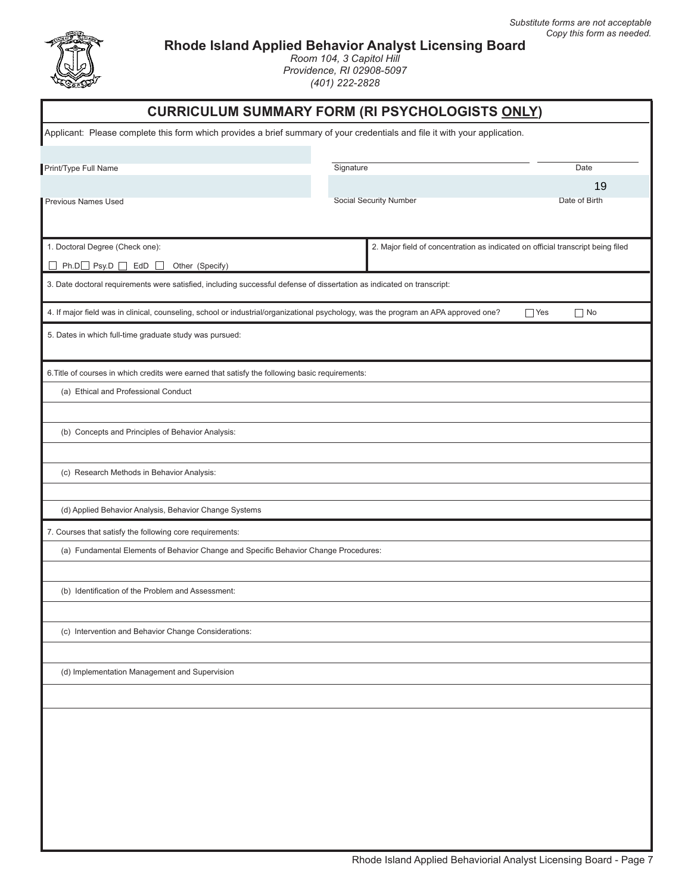*Substitute forms are not acceptable*
*Copy this form as needed.*

**Rhode Island Applied Behavior Analyst Licensing Board**

*Room 104, 3 Capitol Hill*
*Providence, RI 02908-5097*
*(401) 222-2828*

## CURRICULUM SUMMARY FORM (RI PSYCHOLOGISTS <u>ONLY</u>)

Applicant: Please complete this form which provides a brief summary of your credentials and file it with your application.

Print/Type Full Name | Signature | Date

Previous Names Used | Social Security Number | 19 Date of Birth

1. Doctoral Degree (Check one):
☐ Ph.D ☐ Psy.D ☐ EdD ☐ Other (Specify)

2. Major field of concentration as indicated on official transcript being filed

3. Date doctoral requirements were satisfied, including successful defense of dissertation as indicated on transcript:

4. If major field was in clinical, counseling, school or industrial/organizational psychology, was the program an APA approved one? ☐ Yes ☐ No

5. Dates in which full-time graduate study was pursued:

6. Title of courses in which credits were earned that satisfy the following basic requirements:

(a) Ethical and Professional Conduct

(b) Concepts and Principles of Behavior Analysis:

(c) Research Methods in Behavior Analysis:

(d) Applied Behavior Analysis, Behavior Change Systems

7. Courses that satisfy the following core requirements:

(a) Fundamental Elements of Behavior Change and Specific Behavior Change Procedures:

(b) Identification of the Problem and Assessment:

(c) Intervention and Behavior Change Considerations:

(d) Implementation Management and Supervision